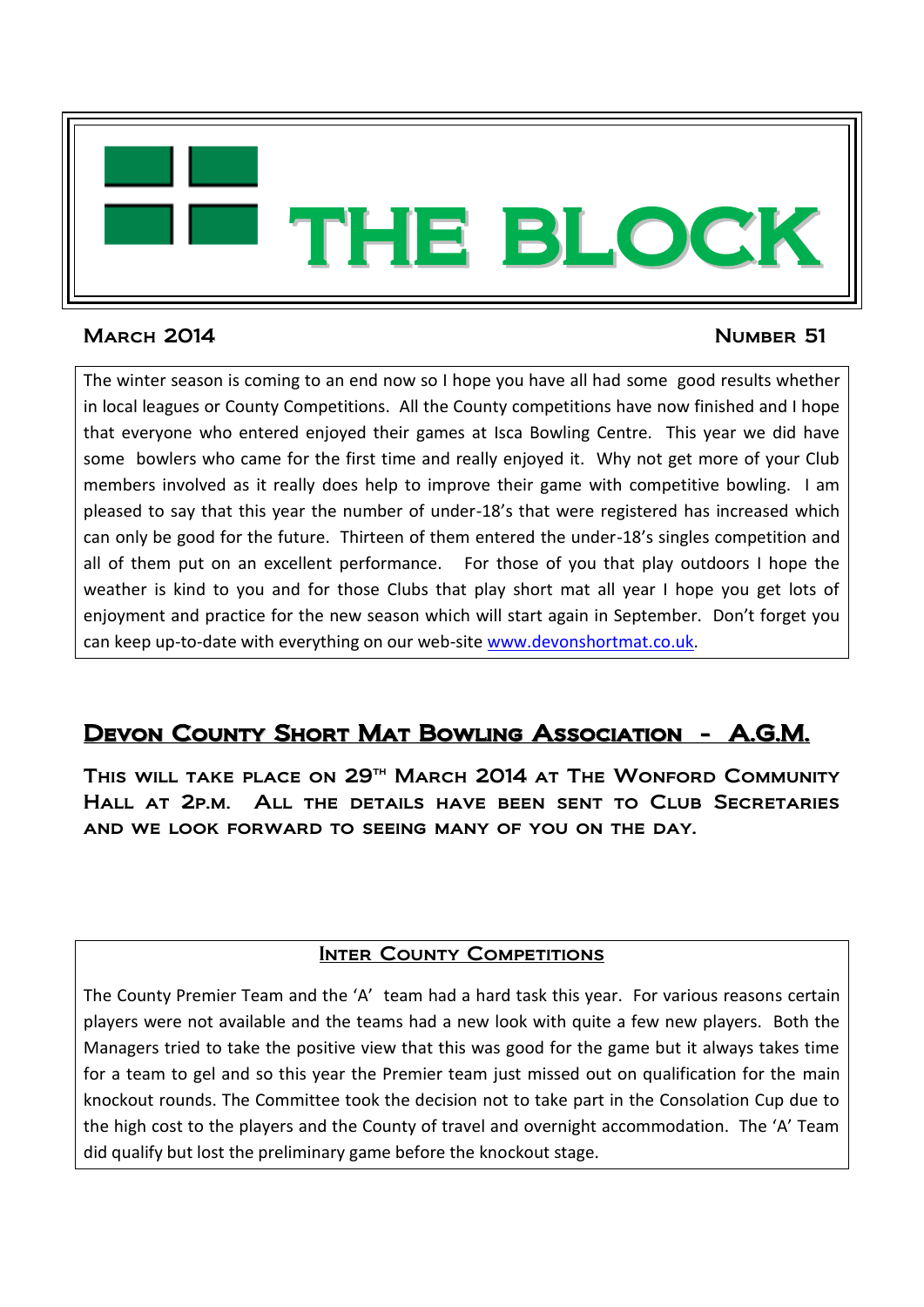# THE BLOCK

**March 2014** **Number 51**

The winter season is coming to an end now so I hope you have all had some good results whether in local leagues or County Competitions. All the County competitions have now finished and I hope that everyone who entered enjoyed their games at Isca Bowling Centre. This year we did have some bowlers who came for the first time and really enjoyed it. Why not get more of your Club members involved as it really does help to improve their game with competitive bowling. I am pleased to say that this year the number of under-18's that were registered has increased which can only be good for the future. Thirteen of them entered the under-18's singles competition and all of them put on an excellent performance. For those of you that play outdoors I hope the weather is kind to you and for those Clubs that play short mat all year I hope you get lots of enjoyment and practice for the new season which will start again in September. Don't forget you can keep up-to-date with everything on our web-site [www.devonshortmat.co.uk](http://www.devonshortmat.co.uk).

## Devon County Short Mat Bowling Association - A.G.M.

**This will take place on 29th March 2014 at The Wonford Community Hall at 2p.m. All the details have been sent to Club Secretaries and we look forward to seeing many of you on the day.**

### Inter County Competitions

The County Premier Team and the 'A' team had a hard task this year. For various reasons certain players were not available and the teams had a new look with quite a few new players. Both the Managers tried to take the positive view that this was good for the game but it always takes time for a team to gel and so this year the Premier team just missed out on qualification for the main knockout rounds. The Committee took the decision not to take part in the Consolation Cup due to the high cost to the players and the County of travel and overnight accommodation. The 'A' Team did qualify but lost the preliminary game before the knockout stage.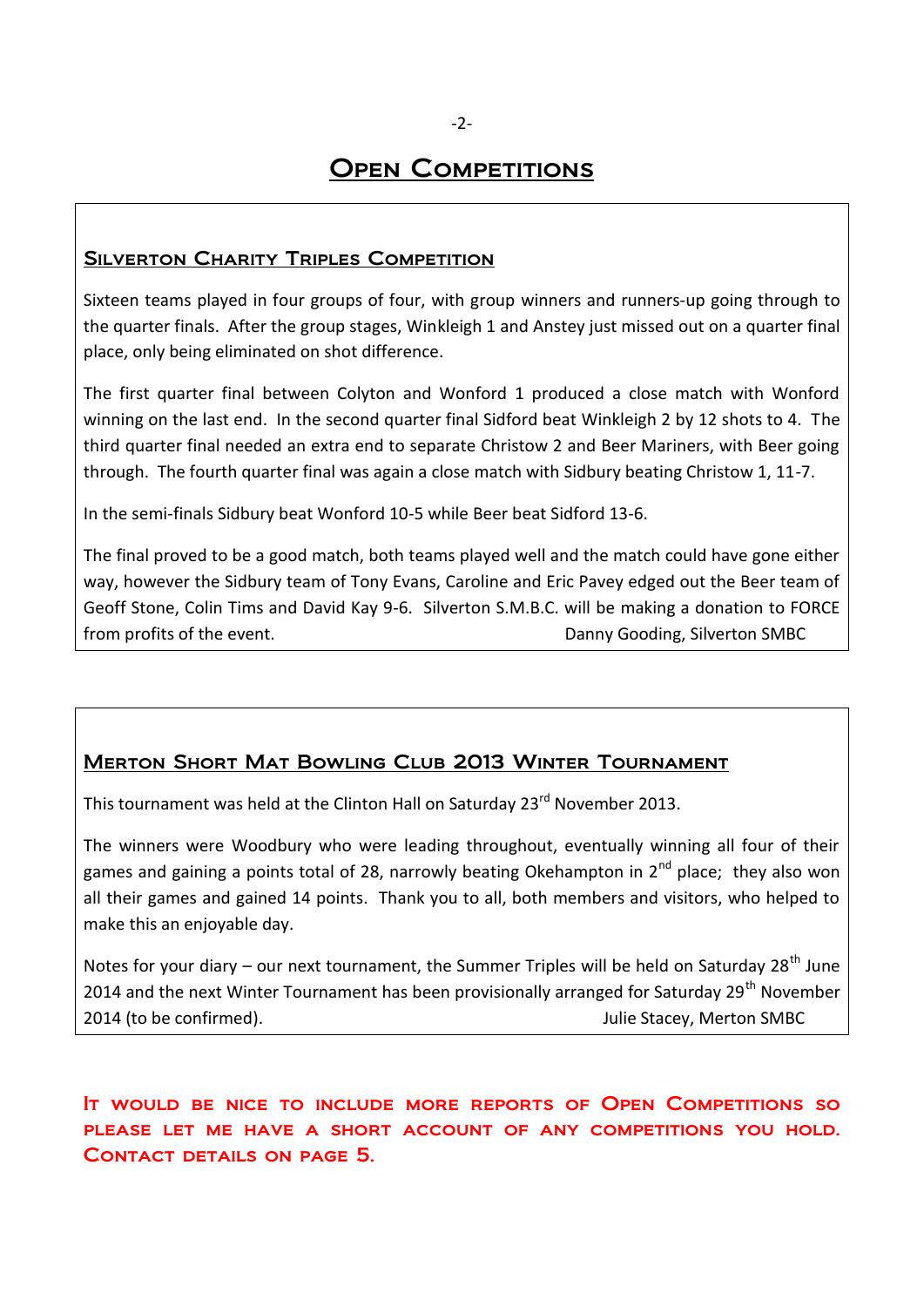# Open Competitions

## Silverton Charity Triples Competition

Sixteen teams played in four groups of four, with group winners and runners-up going through to the quarter finals. After the group stages, Winkleigh 1 and Anstey just missed out on a quarter final place, only being eliminated on shot difference.

The first quarter final between Colyton and Wonford 1 produced a close match with Wonford winning on the last end. In the second quarter final Sidford beat Winkleigh 2 by 12 shots to 4. The third quarter final needed an extra end to separate Christow 2 and Beer Mariners, with Beer going through. The fourth quarter final was again a close match with Sidbury beating Christow 1, 11-7.

In the semi-finals Sidbury beat Wonford 10-5 while Beer beat Sidford 13-6.

The final proved to be a good match, both teams played well and the match could have gone either way, however the Sidbury team of Tony Evans, Caroline and Eric Pavey edged out the Beer team of Geoff Stone, Colin Tims and David Kay 9-6. Silverton S.M.B.C. will be making a donation to FORCE from profits of the event.

Danny Gooding, Silverton SMBC

## Merton Short Mat Bowling Club 2013 Winter Tournament

This tournament was held at the Clinton Hall on Saturday 23rd November 2013.

The winners were Woodbury who were leading throughout, eventually winning all four of their games and gaining a points total of 28, narrowly beating Okehampton in 2nd place; they also won all their games and gained 14 points. Thank you to all, both members and visitors, who helped to make this an enjoyable day.

Notes for your diary – our next tournament, the Summer Triples will be held on Saturday 28th June 2014 and the next Winter Tournament has been provisionally arranged for Saturday 29th November 2014 (to be confirmed).

Julie Stacey, Merton SMBC

**It would be nice to include more reports of Open Competitions so please let me have a short account of any competitions you hold. Contact details on page 5.**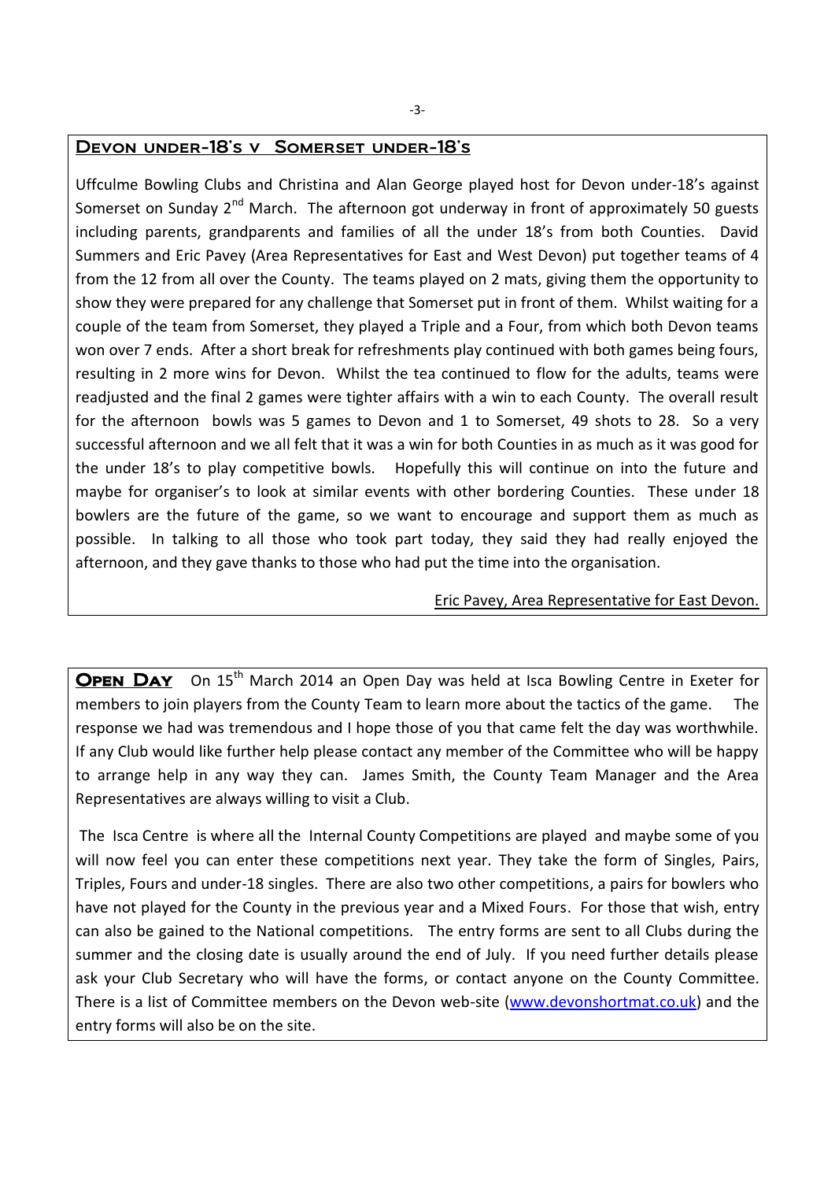## Devon under-18's v Somerset under-18's

Uffculme Bowling Clubs and Christina and Alan George played host for Devon under-18's against Somerset on Sunday 2nd March. The afternoon got underway in front of approximately 50 guests including parents, grandparents and families of all the under 18's from both Counties. David Summers and Eric Pavey (Area Representatives for East and West Devon) put together teams of 4 from the 12 from all over the County. The teams played on 2 mats, giving them the opportunity to show they were prepared for any challenge that Somerset put in front of them. Whilst waiting for a couple of the team from Somerset, they played a Triple and a Four, from which both Devon teams won over 7 ends. After a short break for refreshments play continued with both games being fours, resulting in 2 more wins for Devon. Whilst the tea continued to flow for the adults, teams were readjusted and the final 2 games were tighter affairs with a win to each County. The overall result for the afternoon bowls was 5 games to Devon and 1 to Somerset, 49 shots to 28. So a very successful afternoon and we all felt that it was a win for both Counties in as much as it was good for the under 18's to play competitive bowls. Hopefully this will continue on into the future and maybe for organiser's to look at similar events with other bordering Counties. These under 18 bowlers are the future of the game, so we want to encourage and support them as much as possible. In talking to all those who took part today, they said they had really enjoyed the afternoon, and they gave thanks to those who had put the time into the organisation.

Eric Pavey, Area Representative for East Devon.

**Open Day** On 15th March 2014 an Open Day was held at Isca Bowling Centre in Exeter for members to join players from the County Team to learn more about the tactics of the game. The response we had was tremendous and I hope those of you that came felt the day was worthwhile. If any Club would like further help please contact any member of the Committee who will be happy to arrange help in any way they can. James Smith, the County Team Manager and the Area Representatives are always willing to visit a Club.

The Isca Centre is where all the Internal County Competitions are played and maybe some of you will now feel you can enter these competitions next year. They take the form of Singles, Pairs, Triples, Fours and under-18 singles. There are also two other competitions, a pairs for bowlers who have not played for the County in the previous year and a Mixed Fours. For those that wish, entry can also be gained to the National competitions. The entry forms are sent to all Clubs during the summer and the closing date is usually around the end of July. If you need further details please ask your Club Secretary who will have the forms, or contact anyone on the County Committee. There is a list of Committee members on the Devon web-site (www.devonshortmat.co.uk) and the entry forms will also be on the site.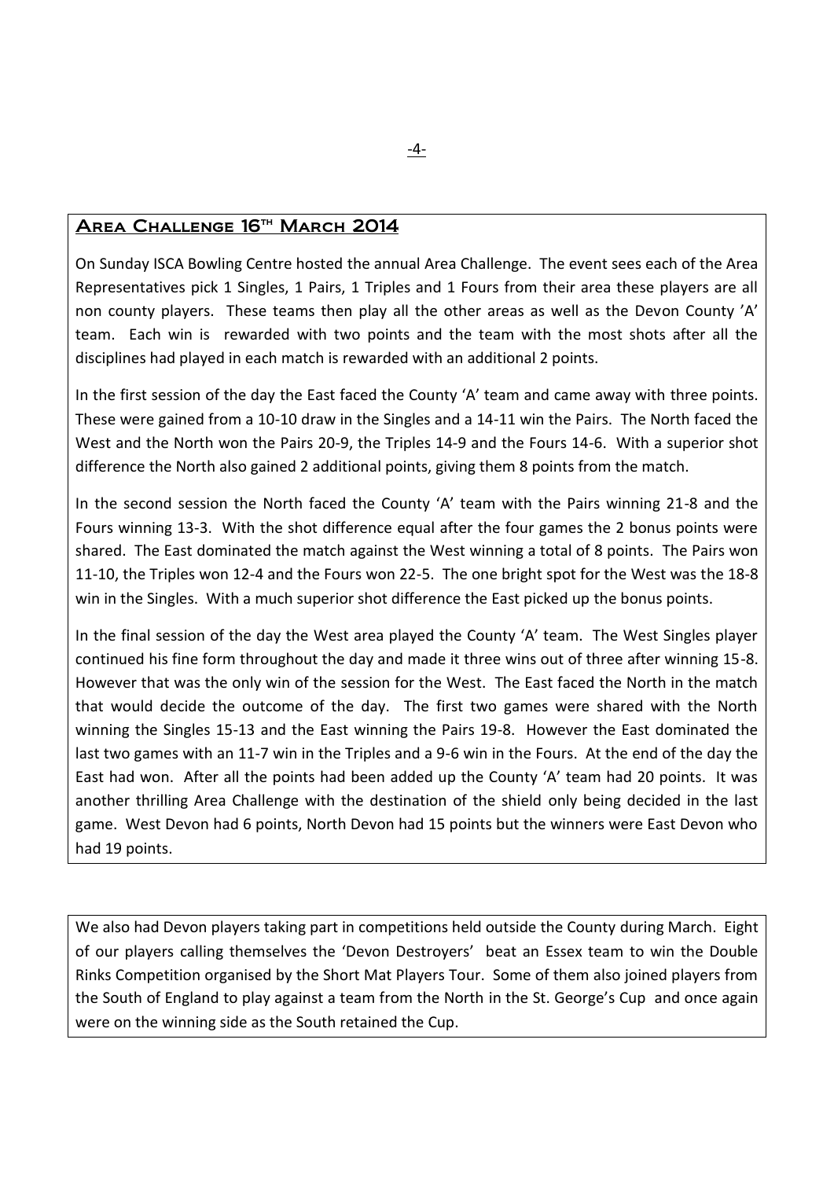## Area Challenge 16th March 2014

On Sunday ISCA Bowling Centre hosted the annual Area Challenge. The event sees each of the Area Representatives pick 1 Singles, 1 Pairs, 1 Triples and 1 Fours from their area these players are all non county players. These teams then play all the other areas as well as the Devon County 'A' team. Each win is rewarded with two points and the team with the most shots after all the disciplines had played in each match is rewarded with an additional 2 points.

In the first session of the day the East faced the County 'A' team and came away with three points. These were gained from a 10-10 draw in the Singles and a 14-11 win the Pairs. The North faced the West and the North won the Pairs 20-9, the Triples 14-9 and the Fours 14-6. With a superior shot difference the North also gained 2 additional points, giving them 8 points from the match.

In the second session the North faced the County 'A' team with the Pairs winning 21-8 and the Fours winning 13-3. With the shot difference equal after the four games the 2 bonus points were shared. The East dominated the match against the West winning a total of 8 points. The Pairs won 11-10, the Triples won 12-4 and the Fours won 22-5. The one bright spot for the West was the 18-8 win in the Singles. With a much superior shot difference the East picked up the bonus points.

In the final session of the day the West area played the County 'A' team. The West Singles player continued his fine form throughout the day and made it three wins out of three after winning 15-8. However that was the only win of the session for the West. The East faced the North in the match that would decide the outcome of the day. The first two games were shared with the North winning the Singles 15-13 and the East winning the Pairs 19-8. However the East dominated the last two games with an 11-7 win in the Triples and a 9-6 win in the Fours. At the end of the day the East had won. After all the points had been added up the County 'A' team had 20 points. It was another thrilling Area Challenge with the destination of the shield only being decided in the last game. West Devon had 6 points, North Devon had 15 points but the winners were East Devon who had 19 points.

We also had Devon players taking part in competitions held outside the County during March. Eight of our players calling themselves the 'Devon Destroyers' beat an Essex team to win the Double Rinks Competition organised by the Short Mat Players Tour. Some of them also joined players from the South of England to play against a team from the North in the St. George's Cup and once again were on the winning side as the South retained the Cup.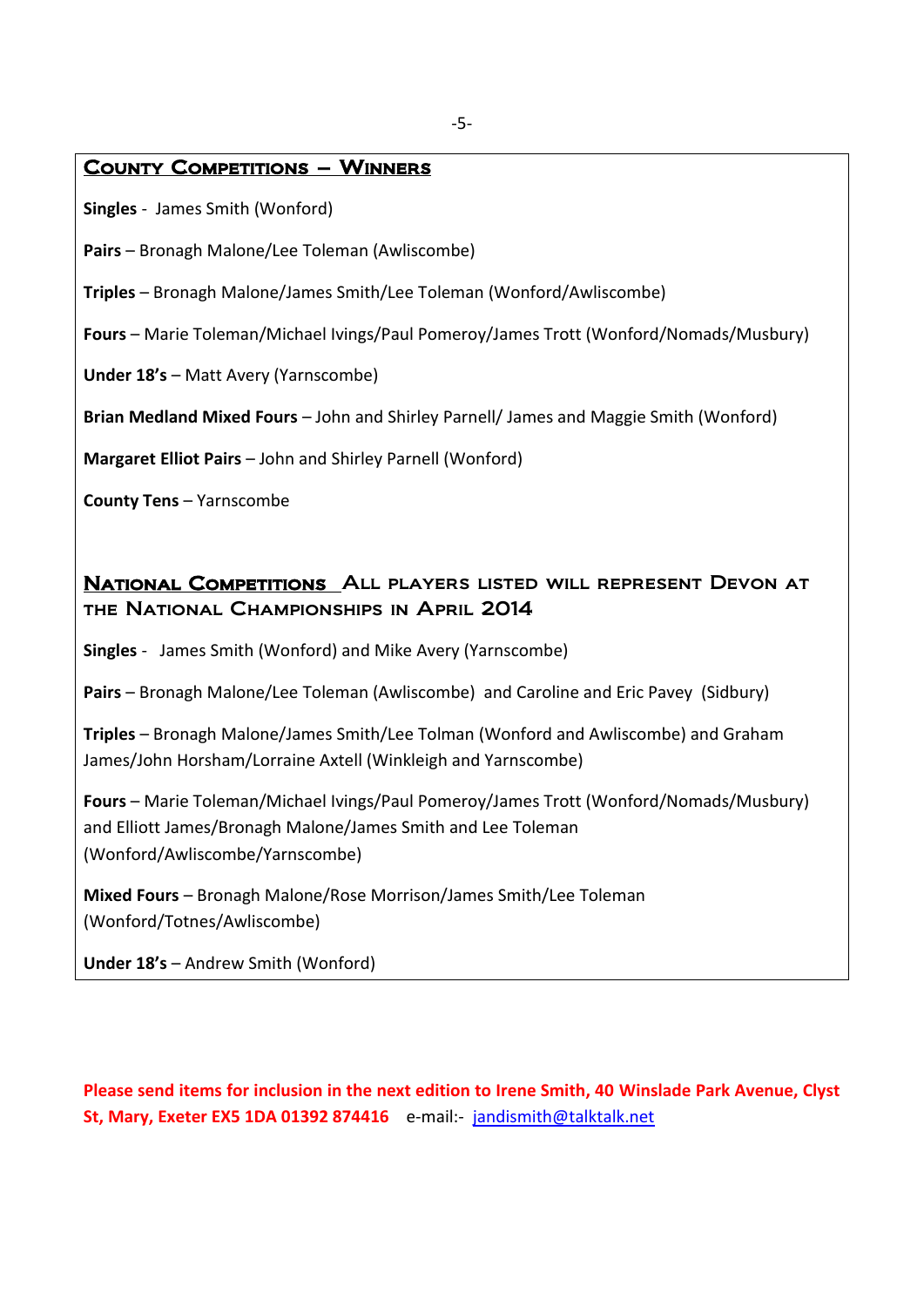## County Competitions – Winners

**Singles** - James Smith (Wonford)

**Pairs** – Bronagh Malone/Lee Toleman (Awliscombe)

**Triples** – Bronagh Malone/James Smith/Lee Toleman (Wonford/Awliscombe)

**Fours** – Marie Toleman/Michael Ivings/Paul Pomeroy/James Trott (Wonford/Nomads/Musbury)

**Under 18's** – Matt Avery (Yarnscombe)

**Brian Medland Mixed Fours** – John and Shirley Parnell/ James and Maggie Smith (Wonford)

**Margaret Elliot Pairs** – John and Shirley Parnell (Wonford)

**County Tens** – Yarnscombe

## National Competitions All players listed will represent Devon at the National Championships in April 2014

**Singles** - James Smith (Wonford) and Mike Avery (Yarnscombe)

**Pairs** – Bronagh Malone/Lee Toleman (Awliscombe) and Caroline and Eric Pavey (Sidbury)

**Triples** – Bronagh Malone/James Smith/Lee Tolman (Wonford and Awliscombe) and Graham James/John Horsham/Lorraine Axtell (Winkleigh and Yarnscombe)

**Fours** – Marie Toleman/Michael Ivings/Paul Pomeroy/James Trott (Wonford/Nomads/Musbury) and Elliott James/Bronagh Malone/James Smith and Lee Toleman (Wonford/Awliscombe/Yarnscombe)

**Mixed Fours** – Bronagh Malone/Rose Morrison/James Smith/Lee Toleman (Wonford/Totnes/Awliscombe)

**Under 18's** – Andrew Smith (Wonford)

**Please send items for inclusion in the next edition to Irene Smith, 40 Winslade Park Avenue, Clyst St, Mary, Exeter EX5 1DA 01392 874416** e-mail:- jandismith@talktalk.net